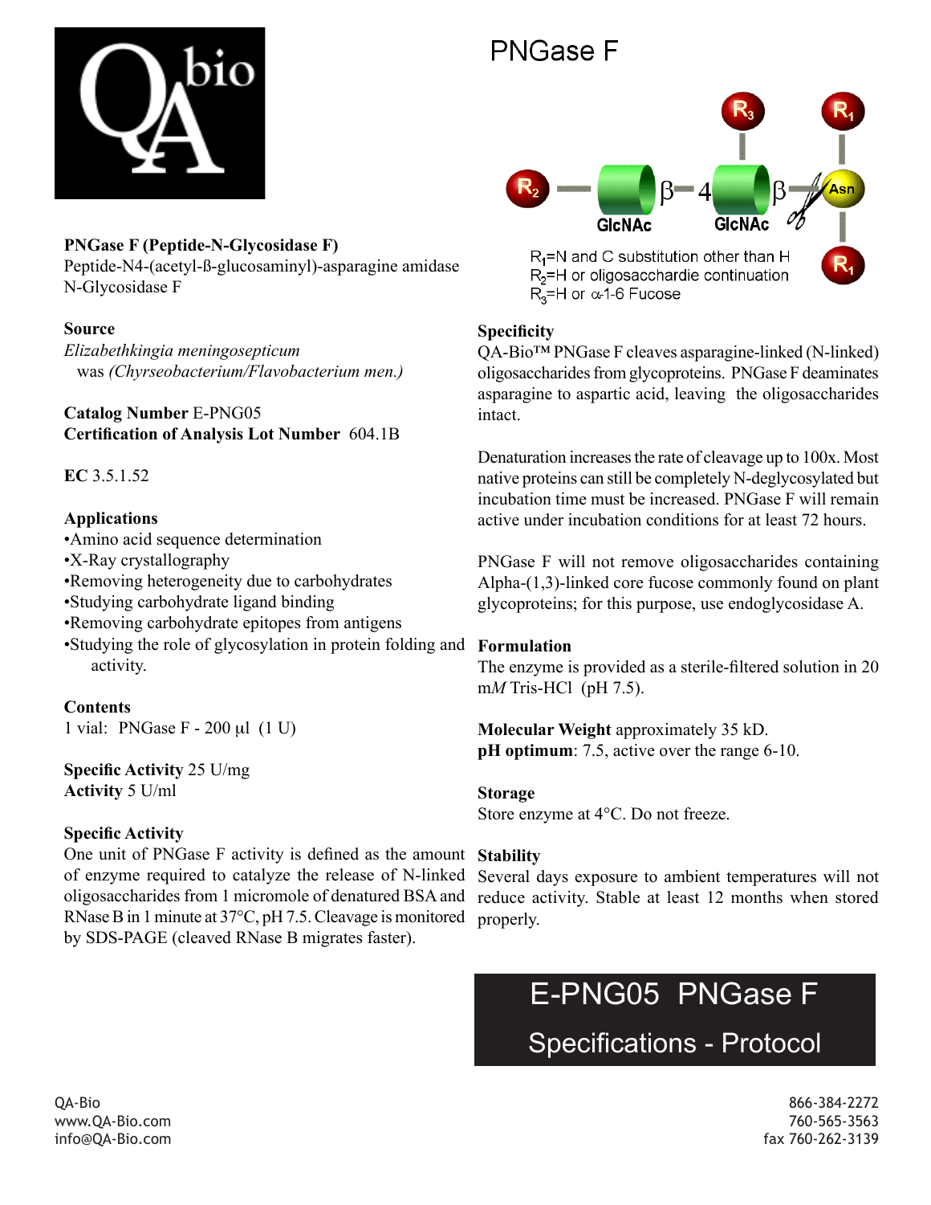# PNGase F

R$_1$=N and C substitution other than H
R$_2$=H or oligosacchardie continuation
R$_3$=H or α-1-6 Fucose

**PNGase F (Peptide-N-Glycosidase F)**
Peptide-N4-(acetyl-ß-glucosaminyl)-asparagine amidase
N-Glycosidase F

**Source**
*Elizabethkingia meningosepticum*
was *(Chyrseobacterium/Flavobacterium men.)*

**Catalog Number** E-PNG05
**Certification of Analysis Lot Number** 604.1B

**EC** 3.5.1.52

**Applications**
- Amino acid sequence determination
- X-Ray crystallography
- Removing heterogeneity due to carbohydrates
- Studying carbohydrate ligand binding
- Removing carbohydrate epitopes from antigens
- Studying the role of glycosylation in protein folding and activity.

**Contents**
1 vial: PNGase F - 200 µl (1 U)

**Specific Activity** 25 U/mg
**Activity** 5 U/ml

**Specific Activity**
One unit of PNGase F activity is defined as the amount of enzyme required to catalyze the release of N-linked oligosaccharides from 1 micromole of denatured BSA and RNase B in 1 minute at 37°C, pH 7.5. Cleavage is monitored by SDS-PAGE (cleaved RNase B migrates faster).

**Specificity**
QA-Bio™ PNGase F cleaves asparagine-linked (N-linked) oligosaccharides from glycoproteins. PNGase F deaminates asparagine to aspartic acid, leaving the oligosaccharides intact.

Denaturation increases the rate of cleavage up to 100x. Most native proteins can still be completely N-deglycosylated but incubation time must be increased. PNGase F will remain active under incubation conditions for at least 72 hours.

PNGase F will not remove oligosaccharides containing Alpha-(1,3)-linked core fucose commonly found on plant glycoproteins; for this purpose, use endoglycosidase A.

**Formulation**
The enzyme is provided as a sterile-filtered solution in 20 m*M* Tris-HCl (pH 7.5).

**Molecular Weight** approximately 35 kD.
**pH optimum**: 7.5, active over the range 6-10.

**Storage**
Store enzyme at 4°C. Do not freeze.

**Stability**
Several days exposure to ambient temperatures will not reduce activity. Stable at least 12 months when stored properly.

## E-PNG05 PNGase F
## Specifications - Protocol

QA-Bio
www.QA-Bio.com
info@QA-Bio.com

866-384-2272
760-565-3563
fax 760-262-3139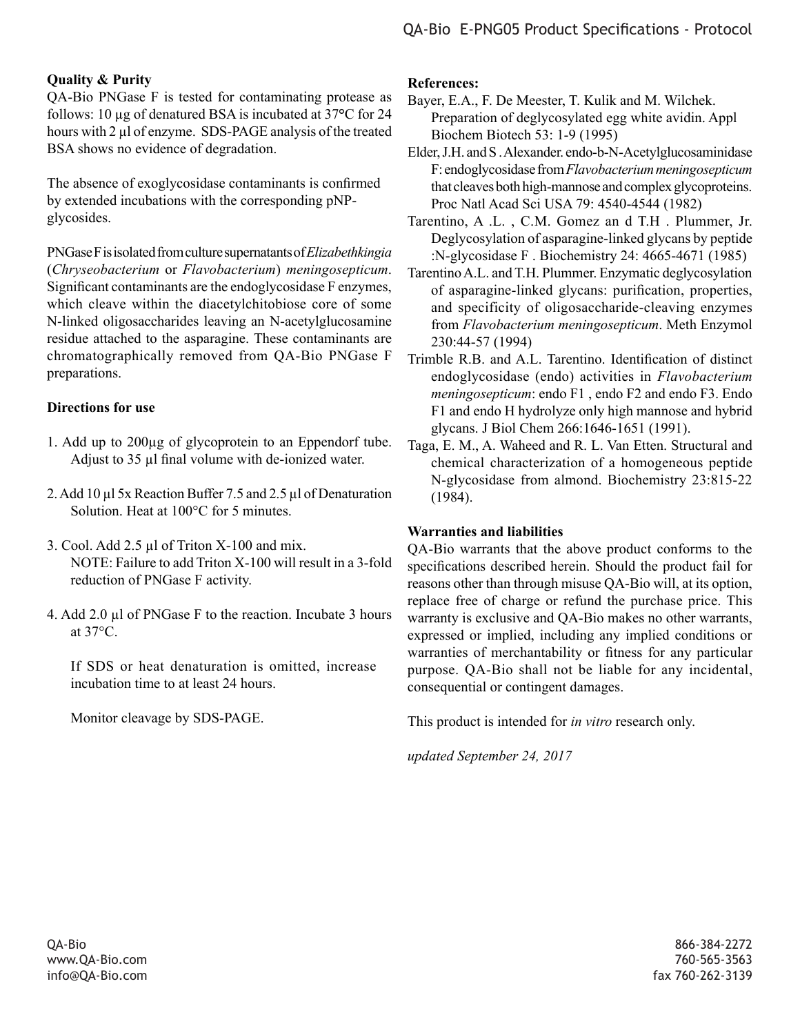**Quality & Purity**

QA-Bio PNGase F is tested for contaminating protease as follows: 10 µg of denatured BSA is incubated at 37°C for 24 hours with 2 µl of enzyme. SDS-PAGE analysis of the treated BSA shows no evidence of degradation.

The absence of exoglycosidase contaminants is confirmed by extended incubations with the corresponding pNP-glycosides.

PNGase F is isolated from culture supernatants of *Elizabethkingia* (*Chryseobacterium* or *Flavobacterium*) *meningosepticum*. Significant contaminants are the endoglycosidase F enzymes, which cleave within the diacetylchitobiose core of some N-linked oligosaccharides leaving an N-acetylglucosamine residue attached to the asparagine. These contaminants are chromatographically removed from QA-Bio PNGase F preparations.

**Directions for use**

1. Add up to 200µg of glycoprotein to an Eppendorf tube. Adjust to 35 µl final volume with de-ionized water.

2. Add 10 µl 5x Reaction Buffer 7.5 and 2.5 µl of Denaturation Solution. Heat at 100°C for 5 minutes.

3. Cool. Add 2.5 µl of Triton X-100 and mix.
   NOTE: Failure to add Triton X-100 will result in a 3-fold reduction of PNGase F activity.

4. Add 2.0 µl of PNGase F to the reaction. Incubate 3 hours at 37°C.

   If SDS or heat denaturation is omitted, increase incubation time to at least 24 hours.

   Monitor cleavage by SDS-PAGE.

**References:**

Bayer, E.A., F. De Meester, T. Kulik and M. Wilchek. Preparation of deglycosylated egg white avidin. Appl Biochem Biotech 53: 1-9 (1995)

Elder, J.H. and S . Alexander. endo-b-N-Acetylglucosaminidase F: endoglycosidase from *Flavobacterium meningosepticum* that cleaves both high-mannose and complex glycoproteins. Proc Natl Acad Sci USA 79: 4540-4544 (1982)

Tarentino, A .L. , C.M. Gomez an d T.H . Plummer, Jr. Deglycosylation of asparagine-linked glycans by peptide :N-glycosidase F . Biochemistry 24: 4665-4671 (1985)

Tarentino A.L. and T.H. Plummer. Enzymatic deglycosylation of asparagine-linked glycans: purification, properties, and specificity of oligosaccharide-cleaving enzymes from *Flavobacterium meningosepticum*. Meth Enzymol 230:44-57 (1994)

Trimble R.B. and A.L. Tarentino. Identification of distinct endoglycosidase (endo) activities in *Flavobacterium meningosepticum*: endo F1 , endo F2 and endo F3. Endo F1 and endo H hydrolyze only high mannose and hybrid glycans. J Biol Chem 266:1646-1651 (1991).

Taga, E. M., A. Waheed and R. L. Van Etten. Structural and chemical characterization of a homogeneous peptide N-glycosidase from almond. Biochemistry 23:815-22 (1984).

**Warranties and liabilities**

QA-Bio warrants that the above product conforms to the specifications described herein. Should the product fail for reasons other than through misuse QA-Bio will, at its option, replace free of charge or refund the purchase price. This warranty is exclusive and QA-Bio makes no other warrants, expressed or implied, including any implied conditions or warranties of merchantability or fitness for any particular purpose. QA-Bio shall not be liable for any incidental, consequential or contingent damages.

This product is intended for *in vitro* research only.

*updated September 24, 2017*

QA-Bio
www.QA-Bio.com
info@QA-Bio.com

866-384-2272
760-565-3563
fax 760-262-3139